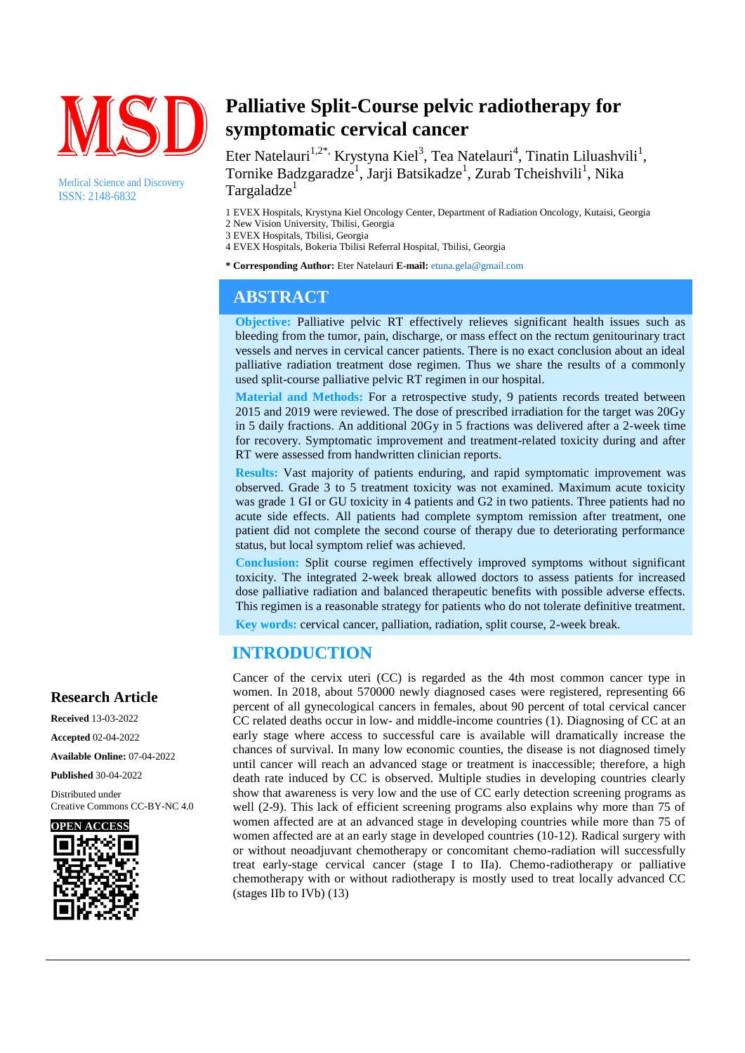MSD

Medical Science and Discovery
ISSN: 2148-6832

# Palliative Split-Course pelvic radiotherapy for symptomatic cervical cancer

Eter Natelauri[1,2*], Krystyna Kiel[3], Tea Natelauri[4], Tinatin Liluashvili[1], Tornike Badzgaradze[1], Jarji Batsikadze[1], Zurab Tcheishvili[1], Nika Targaladze[1]

1 EVEX Hospitals, Krystyna Kiel Oncology Center, Department of Radiation Oncology, Kutaisi, Georgia
2 New Vision University, Tbilisi, Georgia
3 EVEX Hospitals, Tbilisi, Georgia
4 EVEX Hospitals, Bokeria Tbilisi Referral Hospital, Tbilisi, Georgia

**\* Corresponding Author:** Eter Natelauri **E-mail:** etuna.gela@gmail.com

## ABSTRACT

**Objective:** Palliative pelvic RT effectively relieves significant health issues such as bleeding from the tumor, pain, discharge, or mass effect on the rectum genitourinary tract vessels and nerves in cervical cancer patients. There is no exact conclusion about an ideal palliative radiation treatment dose regimen. Thus we share the results of a commonly used split-course palliative pelvic RT regimen in our hospital.

**Material and Methods:** For a retrospective study, 9 patients records treated between 2015 and 2019 were reviewed. The dose of prescribed irradiation for the target was 20Gy in 5 daily fractions. An additional 20Gy in 5 fractions was delivered after a 2-week time for recovery. Symptomatic improvement and treatment-related toxicity during and after RT were assessed from handwritten clinician reports.

**Results:** Vast majority of patients enduring, and rapid symptomatic improvement was observed. Grade 3 to 5 treatment toxicity was not examined. Maximum acute toxicity was grade 1 GI or GU toxicity in 4 patients and G2 in two patients. Three patients had no acute side effects. All patients had complete symptom remission after treatment, one patient did not complete the second course of therapy due to deteriorating performance status, but local symptom relief was achieved.

**Conclusion:** Split course regimen effectively improved symptoms without significant toxicity. The integrated 2-week break allowed doctors to assess patients for increased dose palliative radiation and balanced therapeutic benefits with possible adverse effects. This regimen is a reasonable strategy for patients who do not tolerate definitive treatment.

**Key words:** cervical cancer, palliation, radiation, split course, 2-week break.

### Research Article

**Received** 13-03-2022

**Accepted** 02-04-2022

**Available Online:** 07-04-2022

**Published** 30-04-2022

Distributed under Creative Commons CC-BY-NC 4.0

**OPEN ACCESS**

## INTRODUCTION

Cancer of the cervix uteri (CC) is regarded as the 4th most common cancer type in women. In 2018, about 570000 newly diagnosed cases were registered, representing 66 percent of all gynecological cancers in females, about 90 percent of total cervical cancer CC related deaths occur in low- and middle-income countries (1). Diagnosing of CC at an early stage where access to successful care is available will dramatically increase the chances of survival. In many low economic counties, the disease is not diagnosed timely until cancer will reach an advanced stage or treatment is inaccessible; therefore, a high death rate induced by CC is observed. Multiple studies in developing countries clearly show that awareness is very low and the use of CC early detection screening programs as well (2-9). This lack of efficient screening programs also explains why more than 75 of women affected are at an advanced stage in developing countries while more than 75 of women affected are at an early stage in developed countries (10-12). Radical surgery with or without neoadjuvant chemotherapy or concomitant chemo-radiation will successfully treat early-stage cervical cancer (stage I to IIa). Chemo-radiotherapy or palliative chemotherapy with or without radiotherapy is mostly used to treat locally advanced CC (stages IIb to IVb) (13)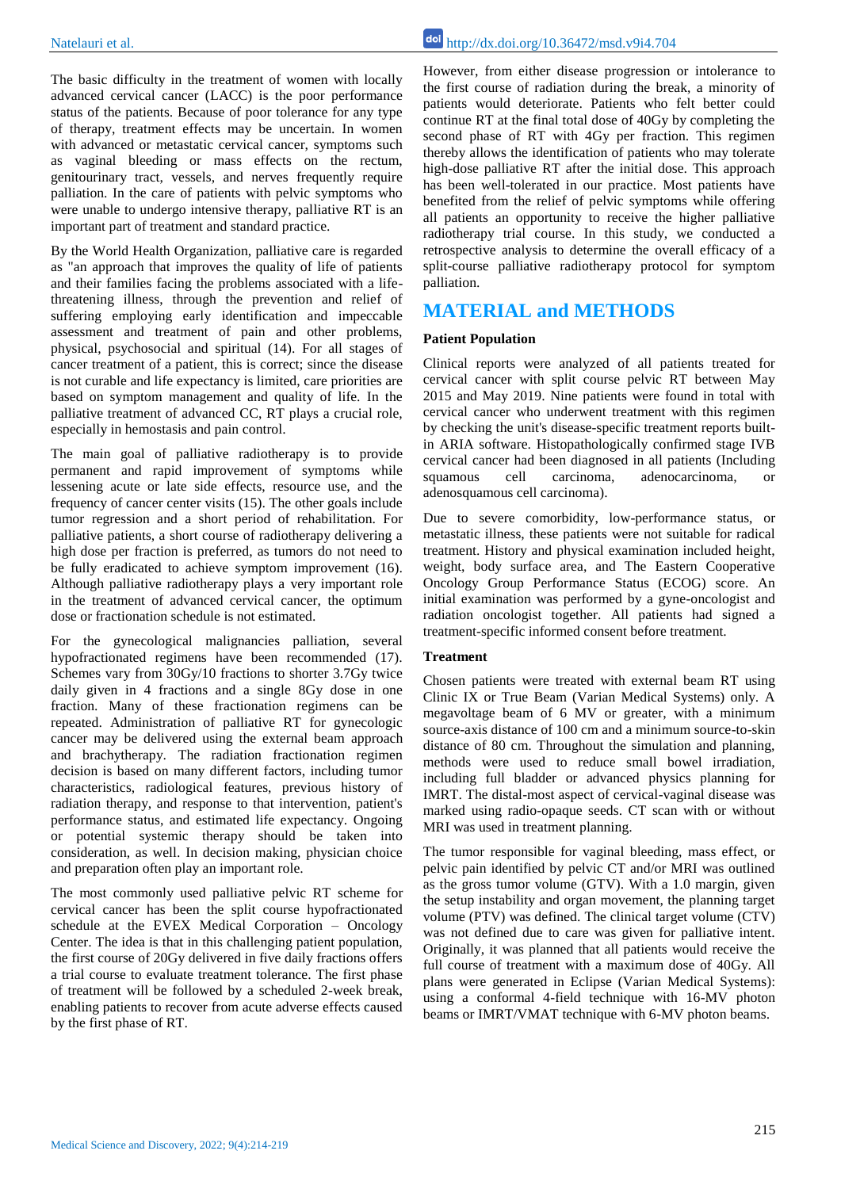The basic difficulty in the treatment of women with locally advanced cervical cancer (LACC) is the poor performance status of the patients. Because of poor tolerance for any type of therapy, treatment effects may be uncertain. In women with advanced or metastatic cervical cancer, symptoms such as vaginal bleeding or mass effects on the rectum, genitourinary tract, vessels, and nerves frequently require palliation. In the care of patients with pelvic symptoms who were unable to undergo intensive therapy, palliative RT is an important part of treatment and standard practice.

By the World Health Organization, palliative care is regarded as "an approach that improves the quality of life of patients and their families facing the problems associated with a life-threatening illness, through the prevention and relief of suffering employing early identification and impeccable assessment and treatment of pain and other problems, physical, psychosocial and spiritual (14). For all stages of cancer treatment of a patient, this is correct; since the disease is not curable and life expectancy is limited, care priorities are based on symptom management and quality of life. In the palliative treatment of advanced CC, RT plays a crucial role, especially in hemostasis and pain control.

The main goal of palliative radiotherapy is to provide permanent and rapid improvement of symptoms while lessening acute or late side effects, resource use, and the frequency of cancer center visits (15). The other goals include tumor regression and a short period of rehabilitation. For palliative patients, a short course of radiotherapy delivering a high dose per fraction is preferred, as tumors do not need to be fully eradicated to achieve symptom improvement (16). Although palliative radiotherapy plays a very important role in the treatment of advanced cervical cancer, the optimum dose or fractionation schedule is not estimated.

For the gynecological malignancies palliation, several hypofractionated regimens have been recommended (17). Schemes vary from 30Gy/10 fractions to shorter 3.7Gy twice daily given in 4 fractions and a single 8Gy dose in one fraction. Many of these fractionation regimens can be repeated. Administration of palliative RT for gynecologic cancer may be delivered using the external beam approach and brachytherapy. The radiation fractionation regimen decision is based on many different factors, including tumor characteristics, radiological features, previous history of radiation therapy, and response to that intervention, patient's performance status, and estimated life expectancy. Ongoing or potential systemic therapy should be taken into consideration, as well. In decision making, physician choice and preparation often play an important role.

The most commonly used palliative pelvic RT scheme for cervical cancer has been the split course hypofractionated schedule at the EVEX Medical Corporation – Oncology Center. The idea is that in this challenging patient population, the first course of 20Gy delivered in five daily fractions offers a trial course to evaluate treatment tolerance. The first phase of treatment will be followed by a scheduled 2-week break, enabling patients to recover from acute adverse effects caused by the first phase of RT.

However, from either disease progression or intolerance to the first course of radiation during the break, a minority of patients would deteriorate. Patients who felt better could continue RT at the final total dose of 40Gy by completing the second phase of RT with 4Gy per fraction. This regimen thereby allows the identification of patients who may tolerate high-dose palliative RT after the initial dose. This approach has been well-tolerated in our practice. Most patients have benefited from the relief of pelvic symptoms while offering all patients an opportunity to receive the higher palliative radiotherapy trial course. In this study, we conducted a retrospective analysis to determine the overall efficacy of a split-course palliative radiotherapy protocol for symptom palliation.

## MATERIAL and METHODS

**Patient Population**

Clinical reports were analyzed of all patients treated for cervical cancer with split course pelvic RT between May 2015 and May 2019. Nine patients were found in total with cervical cancer who underwent treatment with this regimen by checking the unit's disease-specific treatment reports built-in ARIA software. Histopathologically confirmed stage IVB cervical cancer had been diagnosed in all patients (Including squamous cell carcinoma, adenocarcinoma, or adenosquamous cell carcinoma).

Due to severe comorbidity, low-performance status, or metastatic illness, these patients were not suitable for radical treatment. History and physical examination included height, weight, body surface area, and The Eastern Cooperative Oncology Group Performance Status (ECOG) score. An initial examination was performed by a gyne-oncologist and radiation oncologist together. All patients had signed a treatment-specific informed consent before treatment.

**Treatment**

Chosen patients were treated with external beam RT using Clinic IX or True Beam (Varian Medical Systems) only. A megavoltage beam of 6 MV or greater, with a minimum source-axis distance of 100 cm and a minimum source-to-skin distance of 80 cm. Throughout the simulation and planning, methods were used to reduce small bowel irradiation, including full bladder or advanced physics planning for IMRT. The distal-most aspect of cervical-vaginal disease was marked using radio-opaque seeds. CT scan with or without MRI was used in treatment planning.

The tumor responsible for vaginal bleeding, mass effect, or pelvic pain identified by pelvic CT and/or MRI was outlined as the gross tumor volume (GTV). With a 1.0 margin, given the setup instability and organ movement, the planning target volume (PTV) was defined. The clinical target volume (CTV) was not defined due to care was given for palliative intent. Originally, it was planned that all patients would receive the full course of treatment with a maximum dose of 40Gy. All plans were generated in Eclipse (Varian Medical Systems): using a conformal 4-field technique with 16-MV photon beams or IMRT/VMAT technique with 6-MV photon beams.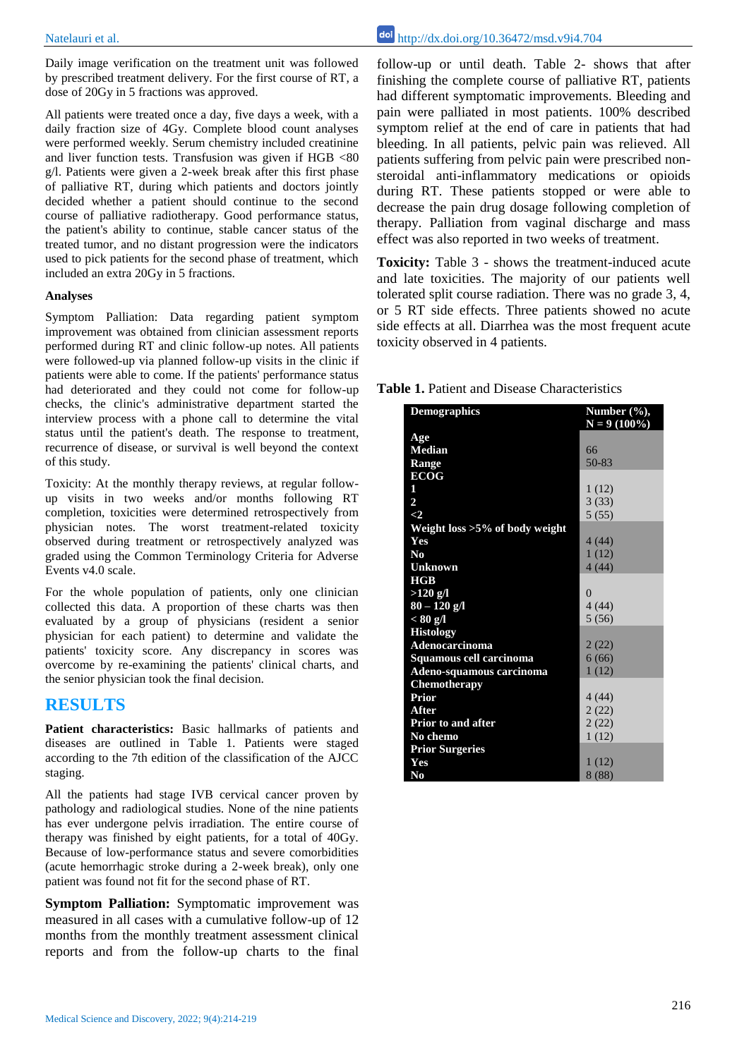Daily image verification on the treatment unit was followed by prescribed treatment delivery. For the first course of RT, a dose of 20Gy in 5 fractions was approved.

All patients were treated once a day, five days a week, with a daily fraction size of 4Gy. Complete blood count analyses were performed weekly. Serum chemistry included creatinine and liver function tests. Transfusion was given if HGB <80 g/l. Patients were given a 2-week break after this first phase of palliative RT, during which patients and doctors jointly decided whether a patient should continue to the second course of palliative radiotherapy. Good performance status, the patient's ability to continue, stable cancer status of the treated tumor, and no distant progression were the indicators used to pick patients for the second phase of treatment, which included an extra 20Gy in 5 fractions.

#### Analyses

Symptom Palliation: Data regarding patient symptom improvement was obtained from clinician assessment reports performed during RT and clinic follow-up notes. All patients were followed-up via planned follow-up visits in the clinic if patients were able to come. If the patients' performance status had deteriorated and they could not come for follow-up checks, the clinic's administrative department started the interview process with a phone call to determine the vital status until the patient's death. The response to treatment, recurrence of disease, or survival is well beyond the context of this study.

Toxicity: At the monthly therapy reviews, at regular follow-up visits in two weeks and/or months following RT completion, toxicities were determined retrospectively from physician notes. The worst treatment-related toxicity observed during treatment or retrospectively analyzed was graded using the Common Terminology Criteria for Adverse Events v4.0 scale.

For the whole population of patients, only one clinician collected this data. A proportion of these charts was then evaluated by a group of physicians (resident a senior physician for each patient) to determine and validate the patients' toxicity score. Any discrepancy in scores was overcome by re-examining the patients' clinical charts, and the senior physician took the final decision.

## RESULTS

**Patient characteristics:** Basic hallmarks of patients and diseases are outlined in Table 1. Patients were staged according to the 7th edition of the classification of the AJCC staging.

All the patients had stage IVB cervical cancer proven by pathology and radiological studies. None of the nine patients has ever undergone pelvis irradiation. The entire course of therapy was finished by eight patients, for a total of 40Gy. Because of low-performance status and severe comorbidities (acute hemorrhagic stroke during a 2-week break), only one patient was found not fit for the second phase of RT.

**Symptom Palliation:** Symptomatic improvement was measured in all cases with a cumulative follow-up of 12 months from the monthly treatment assessment clinical reports and from the follow-up charts to the final follow-up or until death. Table 2- shows that after finishing the complete course of palliative RT, patients had different symptomatic improvements. Bleeding and pain were palliated in most patients. 100% described symptom relief at the end of care in patients that had bleeding. In all patients, pelvic pain was relieved. All patients suffering from pelvic pain were prescribed non-steroidal anti-inflammatory medications or opioids during RT. These patients stopped or were able to decrease the pain drug dosage following completion of therapy. Palliation from vaginal discharge and mass effect was also reported in two weeks of treatment.

**Toxicity:** Table 3 - shows the treatment-induced acute and late toxicities. The majority of our patients well tolerated split course radiation. There was no grade 3, 4, or 5 RT side effects. Three patients showed no acute side effects at all. Diarrhea was the most frequent acute toxicity observed in 4 patients.

**Table 1.** Patient and Disease Characteristics

| Demographics | Number (%), N = 9 (100%) |
|---|---|
| **Age** | |
| **Median** | 66 |
| **Range** | 50-83 |
| **ECOG** | |
| **1** | 1 (12) |
| **2** | 3 (33) |
| **<2** | 5 (55) |
| **Weight loss >5% of body weight** | |
| **Yes** | 4 (44) |
| **No** | 1 (12) |
| **Unknown** | 4 (44) |
| **HGB** | |
| **>120 g/l** | 0 |
| **80 – 120 g/l** | 4 (44) |
| **< 80 g/l** | 5 (56) |
| **Histology** | |
| **Adenocarcinoma** | 2 (22) |
| **Squamous cell carcinoma** | 6 (66) |
| **Adeno-squamous carcinoma** | 1 (12) |
| **Chemotherapy** | |
| **Prior** | 4 (44) |
| **After** | 2 (22) |
| **Prior to and after** | 2 (22) |
| **No chemo** | 1 (12) |
| **Prior Surgeries** | |
| **Yes** | 1 (12) |
| **No** | 8 (88) |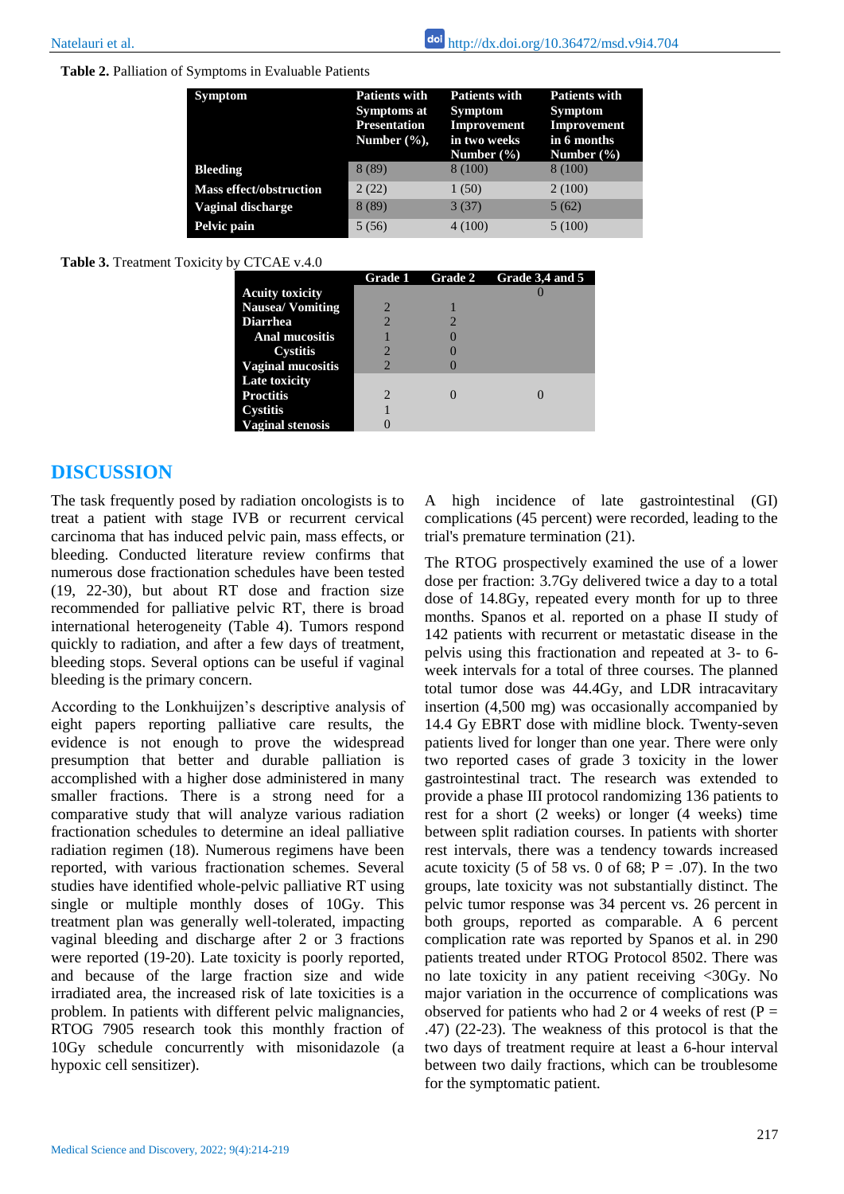**Table 2.** Palliation of Symptoms in Evaluable Patients

| Symptom | Patients with Symptoms at Presentation Number (%), | Patients with Symptom Improvement in two weeks Number (%) | Patients with Symptom Improvement in 6 months Number (%) |
|---|---|---|---|
| **Bleeding** | 8 (89) | 8 (100) | 8 (100) |
| **Mass effect/obstruction** | 2 (22) | 1 (50) | 2 (100) |
| **Vaginal discharge** | 8 (89) | 3 (37) | 5 (62) |
| **Pelvic pain** | 5 (56) | 4 (100) | 5 (100) |

**Table 3.** Treatment Toxicity by CTCAE v.4.0

| | Grade 1 | Grade 2 | Grade 3,4 and 5 |
|---|---|---|---|
| **Acuity toxicity** | | | 0 |
| **Nausea/ Vomiting** | 2 | 1 | |
| **Diarrhea** | 2 | 2 | |
| **Anal mucositis** | 1 | 0 | |
| **Cystitis** | 2 | 0 | |
| **Vaginal mucositis** | 2 | 0 | |
| **Late toxicity** | | | |
| **Proctitis** | 2 | 0 | 0 |
| **Cystitis** | 1 | | |
| **Vaginal stenosis** | 0 | | |

## DISCUSSION

The task frequently posed by radiation oncologists is to treat a patient with stage IVB or recurrent cervical carcinoma that has induced pelvic pain, mass effects, or bleeding. Conducted literature review confirms that numerous dose fractionation schedules have been tested (19, 22-30), but about RT dose and fraction size recommended for palliative pelvic RT, there is broad international heterogeneity (Table 4). Tumors respond quickly to radiation, and after a few days of treatment, bleeding stops. Several options can be useful if vaginal bleeding is the primary concern.

According to the Lonkhuijzen's descriptive analysis of eight papers reporting palliative care results, the evidence is not enough to prove the widespread presumption that better and durable palliation is accomplished with a higher dose administered in many smaller fractions. There is a strong need for a comparative study that will analyze various radiation fractionation schedules to determine an ideal palliative radiation regimen (18). Numerous regimens have been reported, with various fractionation schemes. Several studies have identified whole-pelvic palliative RT using single or multiple monthly doses of 10Gy. This treatment plan was generally well-tolerated, impacting vaginal bleeding and discharge after 2 or 3 fractions were reported (19-20). Late toxicity is poorly reported, and because of the large fraction size and wide irradiated area, the increased risk of late toxicities is a problem. In patients with different pelvic malignancies, RTOG 7905 research took this monthly fraction of 10Gy schedule concurrently with misonidazole (a hypoxic cell sensitizer). A high incidence of late gastrointestinal (GI) complications (45 percent) were recorded, leading to the trial's premature termination (21).

The RTOG prospectively examined the use of a lower dose per fraction: 3.7Gy delivered twice a day to a total dose of 14.8Gy, repeated every month for up to three months. Spanos et al. reported on a phase II study of 142 patients with recurrent or metastatic disease in the pelvis using this fractionation and repeated at 3- to 6-week intervals for a total of three courses. The planned total tumor dose was 44.4Gy, and LDR intracavitary insertion (4,500 mg) was occasionally accompanied by 14.4 Gy EBRT dose with midline block. Twenty-seven patients lived for longer than one year. There were only two reported cases of grade 3 toxicity in the lower gastrointestinal tract. The research was extended to provide a phase III protocol randomizing 136 patients to rest for a short (2 weeks) or longer (4 weeks) time between split radiation courses. In patients with shorter rest intervals, there was a tendency towards increased acute toxicity (5 of 58 vs. 0 of 68; $P = .07$). In the two groups, late toxicity was not substantially distinct. The pelvic tumor response was 34 percent vs. 26 percent in both groups, reported as comparable. A 6 percent complication rate was reported by Spanos et al. in 290 patients treated under RTOG Protocol 8502. There was no late toxicity in any patient receiving <30Gy. No major variation in the occurrence of complications was observed for patients who had 2 or 4 weeks of rest ($P = .47$) (22-23). The weakness of this protocol is that the two days of treatment require at least a 6-hour interval between two daily fractions, which can be troublesome for the symptomatic patient.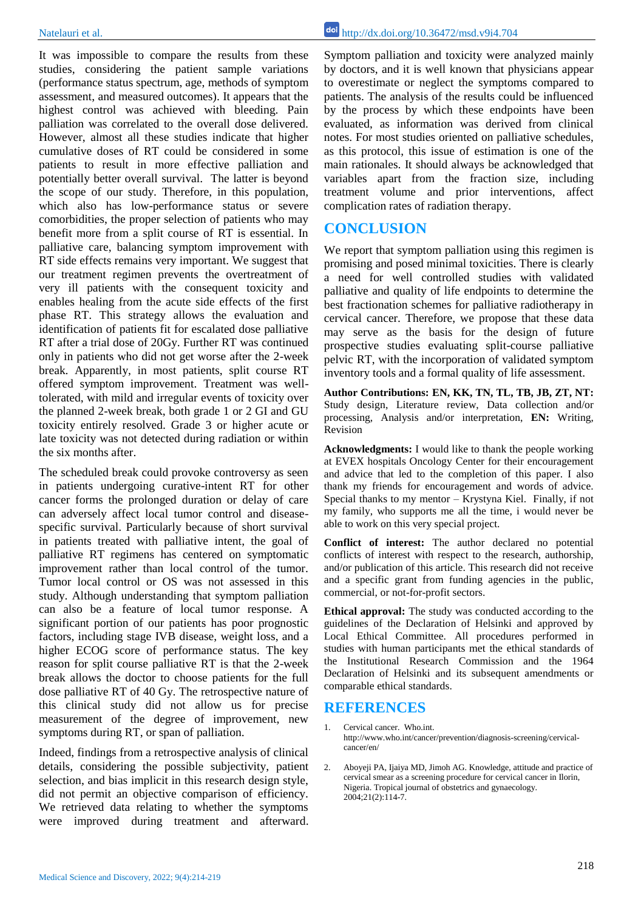It was impossible to compare the results from these studies, considering the patient sample variations (performance status spectrum, age, methods of symptom assessment, and measured outcomes). It appears that the highest control was achieved with bleeding. Pain palliation was correlated to the overall dose delivered. However, almost all these studies indicate that higher cumulative doses of RT could be considered in some patients to result in more effective palliation and potentially better overall survival. The latter is beyond the scope of our study. Therefore, in this population, which also has low-performance status or severe comorbidities, the proper selection of patients who may benefit more from a split course of RT is essential. In palliative care, balancing symptom improvement with RT side effects remains very important. We suggest that our treatment regimen prevents the overtreatment of very ill patients with the consequent toxicity and enables healing from the acute side effects of the first phase RT. This strategy allows the evaluation and identification of patients fit for escalated dose palliative RT after a trial dose of 20Gy. Further RT was continued only in patients who did not get worse after the 2-week break. Apparently, in most patients, split course RT offered symptom improvement. Treatment was well-tolerated, with mild and irregular events of toxicity over the planned 2-week break, both grade 1 or 2 GI and GU toxicity entirely resolved. Grade 3 or higher acute or late toxicity was not detected during radiation or within the six months after.

The scheduled break could provoke controversy as seen in patients undergoing curative-intent RT for other cancer forms the prolonged duration or delay of care can adversely affect local tumor control and disease-specific survival. Particularly because of short survival in patients treated with palliative intent, the goal of palliative RT regimens has centered on symptomatic improvement rather than local control of the tumor. Tumor local control or OS was not assessed in this study. Although understanding that symptom palliation can also be a feature of local tumor response. A significant portion of our patients has poor prognostic factors, including stage IVB disease, weight loss, and a higher ECOG score of performance status. The key reason for split course palliative RT is that the 2-week break allows the doctor to choose patients for the full dose palliative RT of 40 Gy. The retrospective nature of this clinical study did not allow us for precise measurement of the degree of improvement, new symptoms during RT, or span of palliation.

Indeed, findings from a retrospective analysis of clinical details, considering the possible subjectivity, patient selection, and bias implicit in this research design style, did not permit an objective comparison of efficiency. We retrieved data relating to whether the symptoms were improved during treatment and afterward. Symptom palliation and toxicity were analyzed mainly by doctors, and it is well known that physicians appear to overestimate or neglect the symptoms compared to patients. The analysis of the results could be influenced by the process by which these endpoints have been evaluated, as information was derived from clinical notes. For most studies oriented on palliative schedules, as this protocol, this issue of estimation is one of the main rationales. It should always be acknowledged that variables apart from the fraction size, including treatment volume and prior interventions, affect complication rates of radiation therapy.

## CONCLUSION

We report that symptom palliation using this regimen is promising and posed minimal toxicities. There is clearly a need for well controlled studies with validated palliative and quality of life endpoints to determine the best fractionation schemes for palliative radiotherapy in cervical cancer. Therefore, we propose that these data may serve as the basis for the design of future prospective studies evaluating split-course palliative pelvic RT, with the incorporation of validated symptom inventory tools and a formal quality of life assessment.

**Author Contributions: EN, KK, TN, TL, TB, JB, ZT, NT:** Study design, Literature review, Data collection and/or processing, Analysis and/or interpretation, **EN:** Writing, Revision

**Acknowledgments:** I would like to thank the people working at EVEX hospitals Oncology Center for their encouragement and advice that led to the completion of this paper. I also thank my friends for encouragement and words of advice. Special thanks to my mentor – Krystyna Kiel. Finally, if not my family, who supports me all the time, i would never be able to work on this very special project.

**Conflict of interest:** The author declared no potential conflicts of interest with respect to the research, authorship, and/or publication of this article. This research did not receive and a specific grant from funding agencies in the public, commercial, or not-for-profit sectors.

**Ethical approval:** The study was conducted according to the guidelines of the Declaration of Helsinki and approved by Local Ethical Committee. All procedures performed in studies with human participants met the ethical standards of the Institutional Research Commission and the 1964 Declaration of Helsinki and its subsequent amendments or comparable ethical standards.

## REFERENCES

1. Cervical cancer. Who.int. http://www.who.int/cancer/prevention/diagnosis-screening/cervical-cancer/en/
2. Aboyeji PA, Ijaiya MD, Jimoh AG. Knowledge, attitude and practice of cervical smear as a screening procedure for cervical cancer in Ilorin, Nigeria. Tropical journal of obstetrics and gynaecology. 2004;21(2):114-7.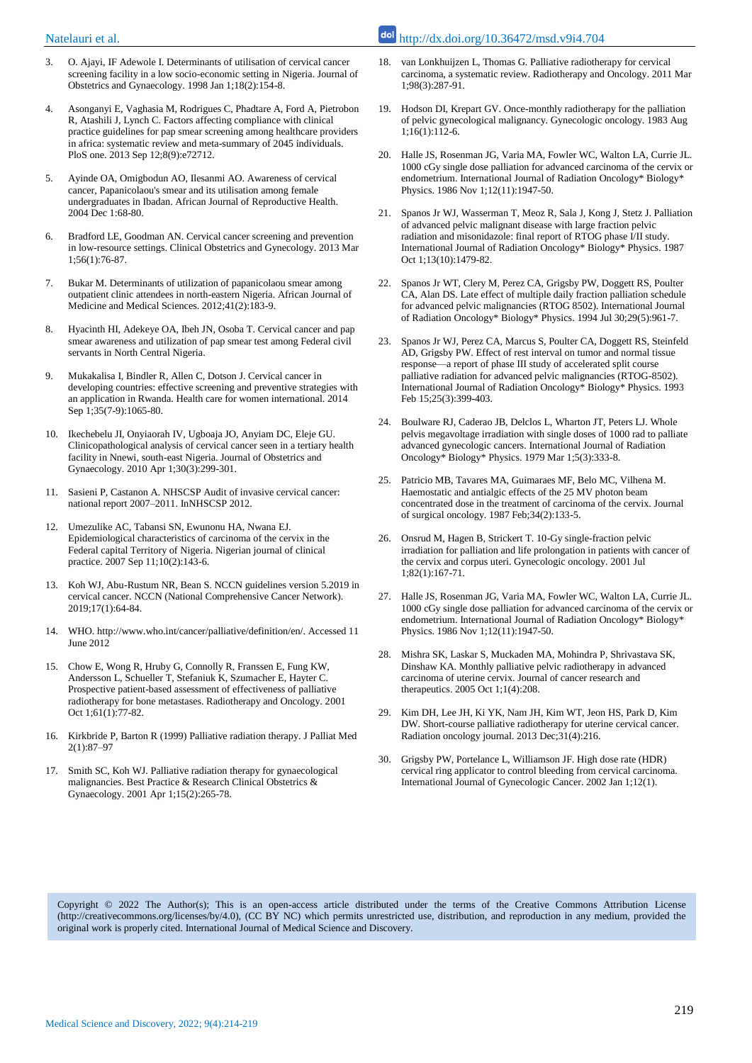3. O. Ajayi, IF Adewole I. Determinants of utilisation of cervical cancer screening facility in a low socio-economic setting in Nigeria. Journal of Obstetrics and Gynaecology. 1998 Jan 1;18(2):154-8.

4. Asonganyi E, Vaghasia M, Rodrigues C, Phadtare A, Ford A, Pietrobon R, Atashili J, Lynch C. Factors affecting compliance with clinical practice guidelines for pap smear screening among healthcare providers in africa: systematic review and meta-summary of 2045 individuals. PloS one. 2013 Sep 12;8(9):e72712.

5. Ayinde OA, Omigbodun AO, Ilesanmi AO. Awareness of cervical cancer, Papanicolaou's smear and its utilisation among female undergraduates in Ibadan. African Journal of Reproductive Health. 2004 Dec 1:68-80.

6. Bradford LE, Goodman AN. Cervical cancer screening and prevention in low-resource settings. Clinical Obstetrics and Gynecology. 2013 Mar 1;56(1):76-87.

7. Bukar M. Determinants of utilization of papanicolaou smear among outpatient clinic attendees in north-eastern Nigeria. African Journal of Medicine and Medical Sciences. 2012;41(2):183-9.

8. Hyacinth HI, Adekeye OA, Ibeh JN, Osoba T. Cervical cancer and pap smear awareness and utilization of pap smear test among Federal civil servants in North Central Nigeria.

9. Mukakalisa I, Bindler R, Allen C, Dotson J. Cervical cancer in developing countries: effective screening and preventive strategies with an application in Rwanda. Health care for women international. 2014 Sep 1;35(7-9):1065-80.

10. Ikechebelu JI, Onyiaorah IV, Ugboaja JO, Anyiam DC, Eleje GU. Clinicopathological analysis of cervical cancer seen in a tertiary health facility in Nnewi, south-east Nigeria. Journal of Obstetrics and Gynaecology. 2010 Apr 1;30(3):299-301.

11. Sasieni P, Castanon A. NHSCSP Audit of invasive cervical cancer: national report 2007–2011. InNHSCSP 2012.

12. Umezulike AC, Tabansi SN, Ewunonu HA, Nwana EJ. Epidemiological characteristics of carcinoma of the cervix in the Federal capital Territory of Nigeria. Nigerian journal of clinical practice. 2007 Sep 11;10(2):143-6.

13. Koh WJ, Abu-Rustum NR, Bean S. NCCN guidelines version 5.2019 in cervical cancer. NCCN (National Comprehensive Cancer Network). 2019;17(1):64-84.

14. WHO. http://www.who.int/cancer/palliative/definition/en/. Accessed 11 June 2012

15. Chow E, Wong R, Hruby G, Connolly R, Franssen E, Fung KW, Andersson L, Schueller T, Stefaniuk K, Szumacher E, Hayter C. Prospective patient-based assessment of effectiveness of palliative radiotherapy for bone metastases. Radiotherapy and Oncology. 2001 Oct 1;61(1):77-82.

16. Kirkbride P, Barton R (1999) Palliative radiation therapy. J Palliat Med 2(1):87–97

17. Smith SC, Koh WJ. Palliative radiation therapy for gynaecological malignancies. Best Practice & Research Clinical Obstetrics & Gynaecology. 2001 Apr 1;15(2):265-78.

18. van Lonkhuijzen L, Thomas G. Palliative radiotherapy for cervical carcinoma, a systematic review. Radiotherapy and Oncology. 2011 Mar 1;98(3):287-91.

19. Hodson DI, Krepart GV. Once-monthly radiotherapy for the palliation of pelvic gynecological malignancy. Gynecologic oncology. 1983 Aug 1;16(1):112-6.

20. Halle JS, Rosenman JG, Varia MA, Fowler WC, Walton LA, Currie JL. 1000 cGy single dose palliation for advanced carcinoma of the cervix or endometrium. International Journal of Radiation Oncology* Biology* Physics. 1986 Nov 1;12(11):1947-50.

21. Spanos Jr WJ, Wasserman T, Meoz R, Sala J, Kong J, Stetz J. Palliation of advanced pelvic malignant disease with large fraction pelvic radiation and misonidazole: final report of RTOG phase I/II study. International Journal of Radiation Oncology* Biology* Physics. 1987 Oct 1;13(10):1479-82.

22. Spanos Jr WT, Clery M, Perez CA, Grigsby PW, Doggett RS, Poulter CA, Alan DS. Late effect of multiple daily fraction palliation schedule for advanced pelvic malignancies (RTOG 8502). International Journal of Radiation Oncology* Biology* Physics. 1994 Jul 30;29(5):961-7.

23. Spanos Jr WJ, Perez CA, Marcus S, Poulter CA, Doggett RS, Steinfeld AD, Grigsby PW. Effect of rest interval on tumor and normal tissue response—a report of phase III study of accelerated split course palliative radiation for advanced pelvic malignancies (RTOG-8502). International Journal of Radiation Oncology* Biology* Physics. 1993 Feb 15;25(3):399-403.

24. Boulware RJ, Caderao JB, Delclos L, Wharton JT, Peters LJ. Whole pelvis megavoltage irradiation with single doses of 1000 rad to palliate advanced gynecologic cancers. International Journal of Radiation Oncology* Biology* Physics. 1979 Mar 1;5(3):333-8.

25. Patricio MB, Tavares MA, Guimaraes MF, Belo MC, Vilhena M. Haemostatic and antialgic effects of the 25 MV photon beam concentrated dose in the treatment of carcinoma of the cervix. Journal of surgical oncology. 1987 Feb;34(2):133-5.

26. Onsrud M, Hagen B, Strickert T. 10-Gy single-fraction pelvic irradiation for palliation and life prolongation in patients with cancer of the cervix and corpus uteri. Gynecologic oncology. 2001 Jul 1;82(1):167-71.

27. Halle JS, Rosenman JG, Varia MA, Fowler WC, Walton LA, Currie JL. 1000 cGy single dose palliation for advanced carcinoma of the cervix or endometrium. International Journal of Radiation Oncology* Biology* Physics. 1986 Nov 1;12(11):1947-50.

28. Mishra SK, Laskar S, Muckaden MA, Mohindra P, Shrivastava SK, Dinshaw KA. Monthly palliative pelvic radiotherapy in advanced carcinoma of uterine cervix. Journal of cancer research and therapeutics. 2005 Oct 1;1(4):208.

29. Kim DH, Lee JH, Ki YK, Nam JH, Kim WT, Jeon HS, Park D, Kim DW. Short-course palliative radiotherapy for uterine cervical cancer. Radiation oncology journal. 2013 Dec;31(4):216.

30. Grigsby PW, Portelance L, Williamson JF. High dose rate (HDR) cervical ring applicator to control bleeding from cervical carcinoma. International Journal of Gynecologic Cancer. 2002 Jan 1;12(1).

Copyright © 2022 The Author(s); This is an open-access article distributed under the terms of the Creative Commons Attribution License (http://creativecommons.org/licenses/by/4.0), (CC BY NC) which permits unrestricted use, distribution, and reproduction in any medium, provided the original work is properly cited. International Journal of Medical Science and Discovery.